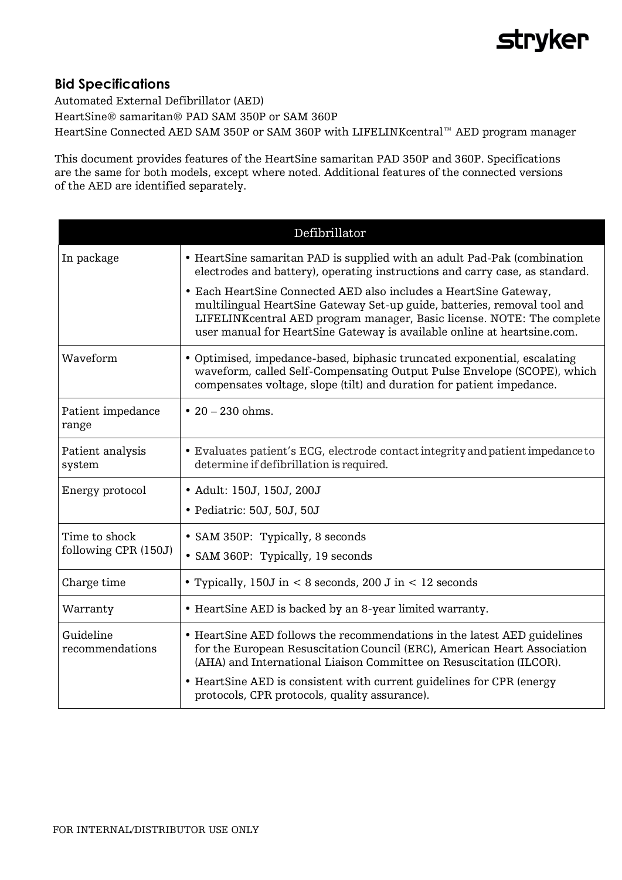## Bid Specifications

Automated External Defibrillator (AED)
HeartSine® samaritan® PAD SAM 350P or SAM 360P
HeartSine Connected AED SAM 350P or SAM 360P with LIFELINKcentral™ AED program manager

This document provides features of the HeartSine samaritan PAD 350P and 360P. Specifications are the same for both models, except where noted. Additional features of the connected versions of the AED are identified separately.

| Defibrillator | |
|---|---|
| In package | • HeartSine samaritan PAD is supplied with an adult Pad-Pak (combination electrodes and battery), operating instructions and carry case, as standard.<br>• Each HeartSine Connected AED also includes a HeartSine Gateway, multilingual HeartSine Gateway Set-up guide, batteries, removal tool and LIFELINKcentral AED program manager, Basic license. NOTE: The complete user manual for HeartSine Gateway is available online at heartsine.com. |
| Waveform | • Optimised, impedance-based, biphasic truncated exponential, escalating waveform, called Self-Compensating Output Pulse Envelope (SCOPE), which compensates voltage, slope (tilt) and duration for patient impedance. |
| Patient impedance range | • 20 – 230 ohms. |
| Patient analysis system | • Evaluates patient's ECG, electrode contact integrity and patient impedance to determine if defibrillation is required. |
| Energy protocol | • Adult: 150J, 150J, 200J<br>• Pediatric: 50J, 50J, 50J |
| Time to shock following CPR (150J) | • SAM 350P: Typically, 8 seconds<br>• SAM 360P: Typically, 19 seconds |
| Charge time | • Typically, 150J in < 8 seconds, 200 J in < 12 seconds |
| Warranty | • HeartSine AED is backed by an 8-year limited warranty. |
| Guideline recommendations | • HeartSine AED follows the recommendations in the latest AED guidelines for the European Resuscitation Council (ERC), American Heart Association (AHA) and International Liaison Committee on Resuscitation (ILCOR).<br>• HeartSine AED is consistent with current guidelines for CPR (energy protocols, CPR protocols, quality assurance). |

FOR INTERNAL/DISTRIBUTOR USE ONLY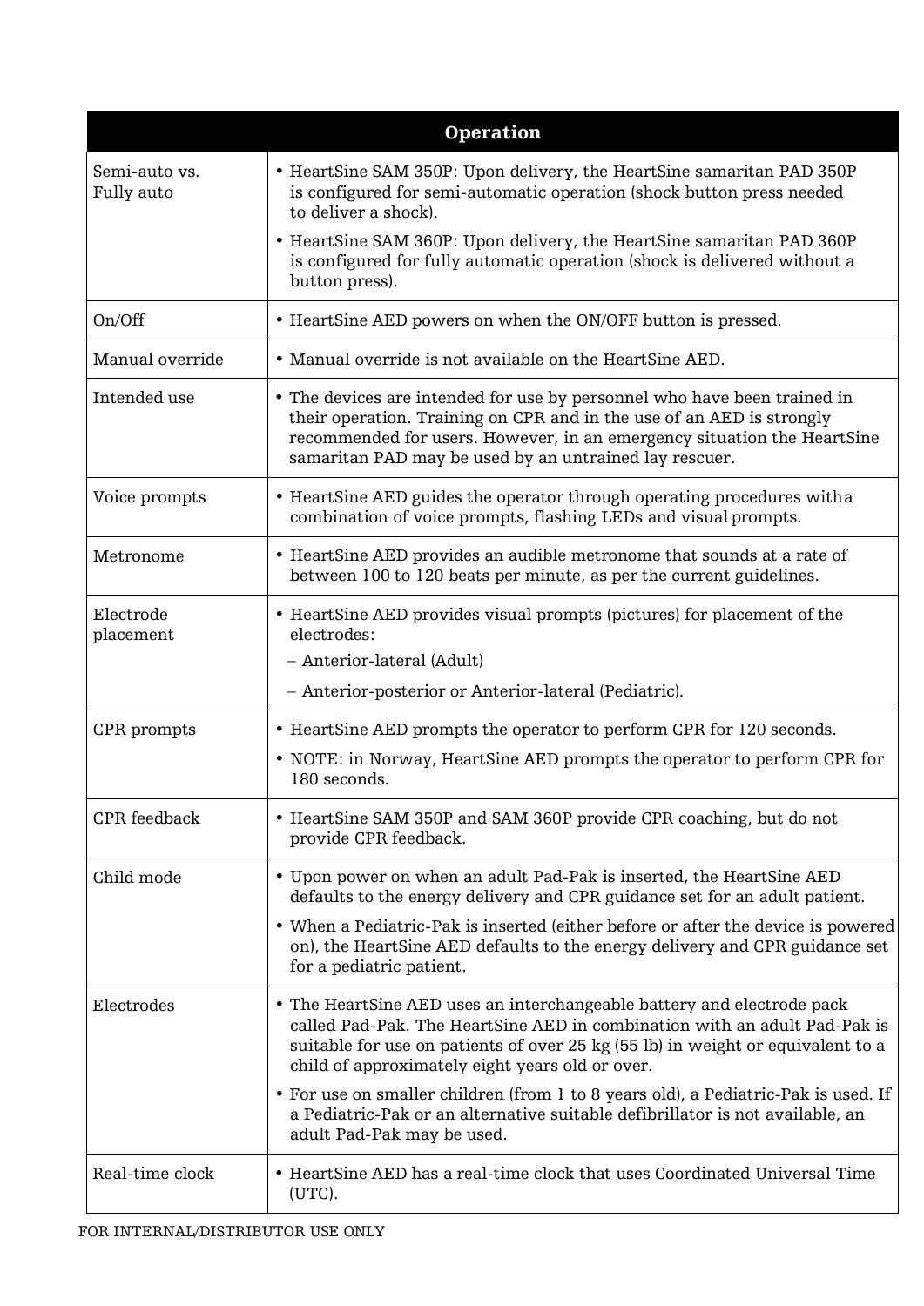| Operation | |
|---|---|
| Semi-auto vs. Fully auto | • HeartSine SAM 350P: Upon delivery, the HeartSine samaritan PAD 350P is configured for semi-automatic operation (shock button press needed to deliver a shock).<br>• HeartSine SAM 360P: Upon delivery, the HeartSine samaritan PAD 360P is configured for fully automatic operation (shock is delivered without a button press). |
| On/Off | • HeartSine AED powers on when the ON/OFF button is pressed. |
| Manual override | • Manual override is not available on the HeartSine AED. |
| Intended use | • The devices are intended for use by personnel who have been trained in their operation. Training on CPR and in the use of an AED is strongly recommended for users. However, in an emergency situation the HeartSine samaritan PAD may be used by an untrained lay rescuer. |
| Voice prompts | • HeartSine AED guides the operator through operating procedures with a combination of voice prompts, flashing LEDs and visual prompts. |
| Metronome | • HeartSine AED provides an audible metronome that sounds at a rate of between 100 to 120 beats per minute, as per the current guidelines. |
| Electrode placement | • HeartSine AED provides visual prompts (pictures) for placement of the electrodes:<br>– Anterior-lateral (Adult)<br>– Anterior-posterior or Anterior-lateral (Pediatric). |
| CPR prompts | • HeartSine AED prompts the operator to perform CPR for 120 seconds.<br>• NOTE: in Norway, HeartSine AED prompts the operator to perform CPR for 180 seconds. |
| CPR feedback | • HeartSine SAM 350P and SAM 360P provide CPR coaching, but do not provide CPR feedback. |
| Child mode | • Upon power on when an adult Pad-Pak is inserted, the HeartSine AED defaults to the energy delivery and CPR guidance set for an adult patient.<br>• When a Pediatric-Pak is inserted (either before or after the device is powered on), the HeartSine AED defaults to the energy delivery and CPR guidance set for a pediatric patient. |
| Electrodes | • The HeartSine AED uses an interchangeable battery and electrode pack called Pad-Pak. The HeartSine AED in combination with an adult Pad-Pak is suitable for use on patients of over 25 kg (55 lb) in weight or equivalent to a child of approximately eight years old or over.<br>• For use on smaller children (from 1 to 8 years old), a Pediatric-Pak is used. If a Pediatric-Pak or an alternative suitable defibrillator is not available, an adult Pad-Pak may be used. |
| Real-time clock | • HeartSine AED has a real-time clock that uses Coordinated Universal Time (UTC). |

FOR INTERNAL/DISTRIBUTOR USE ONLY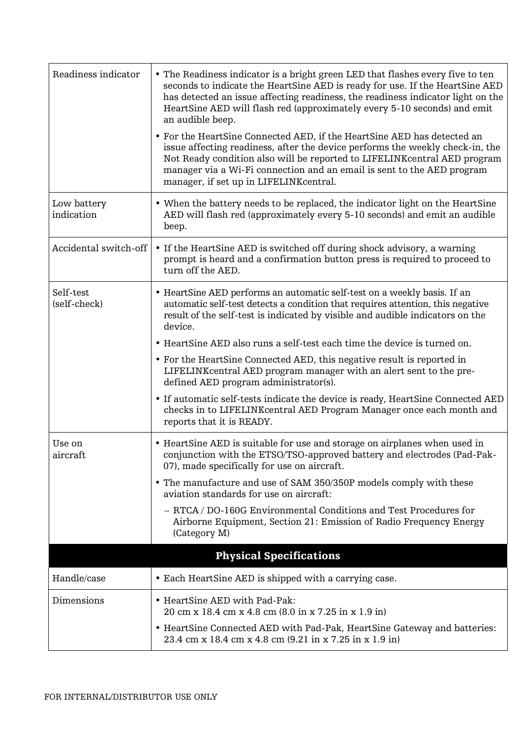| | |
|---|---|
| Readiness indicator | • The Readiness indicator is a bright green LED that flashes every five to ten seconds to indicate the HeartSine AED is ready for use. If the HeartSine AED has detected an issue affecting readiness, the readiness indicator light on the HeartSine AED will flash red (approximately every 5-10 seconds) and emit an audible beep.<br>• For the HeartSine Connected AED, if the HeartSine AED has detected an issue affecting readiness, after the device performs the weekly check-in, the Not Ready condition also will be reported to LIFELINKcentral AED program manager via a Wi-Fi connection and an email is sent to the AED program manager, if set up in LIFELINKcentral. |
| Low battery indication | • When the battery needs to be replaced, the indicator light on the HeartSine AED will flash red (approximately every 5-10 seconds) and emit an audible beep. |
| Accidental switch-off | • If the HeartSine AED is switched off during shock advisory, a warning prompt is heard and a confirmation button press is required to proceed to turn off the AED. |
| Self-test (self-check) | • HeartSine AED performs an automatic self-test on a weekly basis. If an automatic self-test detects a condition that requires attention, this negative result of the self-test is indicated by visible and audible indicators on the device.<br>• HeartSine AED also runs a self-test each time the device is turned on.<br>• For the HeartSine Connected AED, this negative result is reported in LIFELINKcentral AED program manager with an alert sent to the pre-defined AED program administrator(s).<br>• If automatic self-tests indicate the device is ready, HeartSine Connected AED checks in to LIFELINKcentral AED Program Manager once each month and reports that it is READY. |
| Use on aircraft | • HeartSine AED is suitable for use and storage on airplanes when used in conjunction with the ETSO/TSO-approved battery and electrodes (Pad-Pak-07), made specifically for use on aircraft.<br>• The manufacture and use of SAM 350/350P models comply with these aviation standards for use on aircraft:<br>– RTCA / DO-160G Environmental Conditions and Test Procedures for Airborne Equipment, Section 21: Emission of Radio Frequency Energy (Category M) |
| **Physical Specifications** | |
| Handle/case | • Each HeartSine AED is shipped with a carrying case. |
| Dimensions | • HeartSine AED with Pad-Pak:<br>20 cm x 18.4 cm x 4.8 cm (8.0 in x 7.25 in x 1.9 in)<br>• HeartSine Connected AED with Pad-Pak, HeartSine Gateway and batteries:<br>23.4 cm x 18.4 cm x 4.8 cm (9.21 in x 7.25 in x 1.9 in) |

FOR INTERNAL/DISTRIBUTOR USE ONLY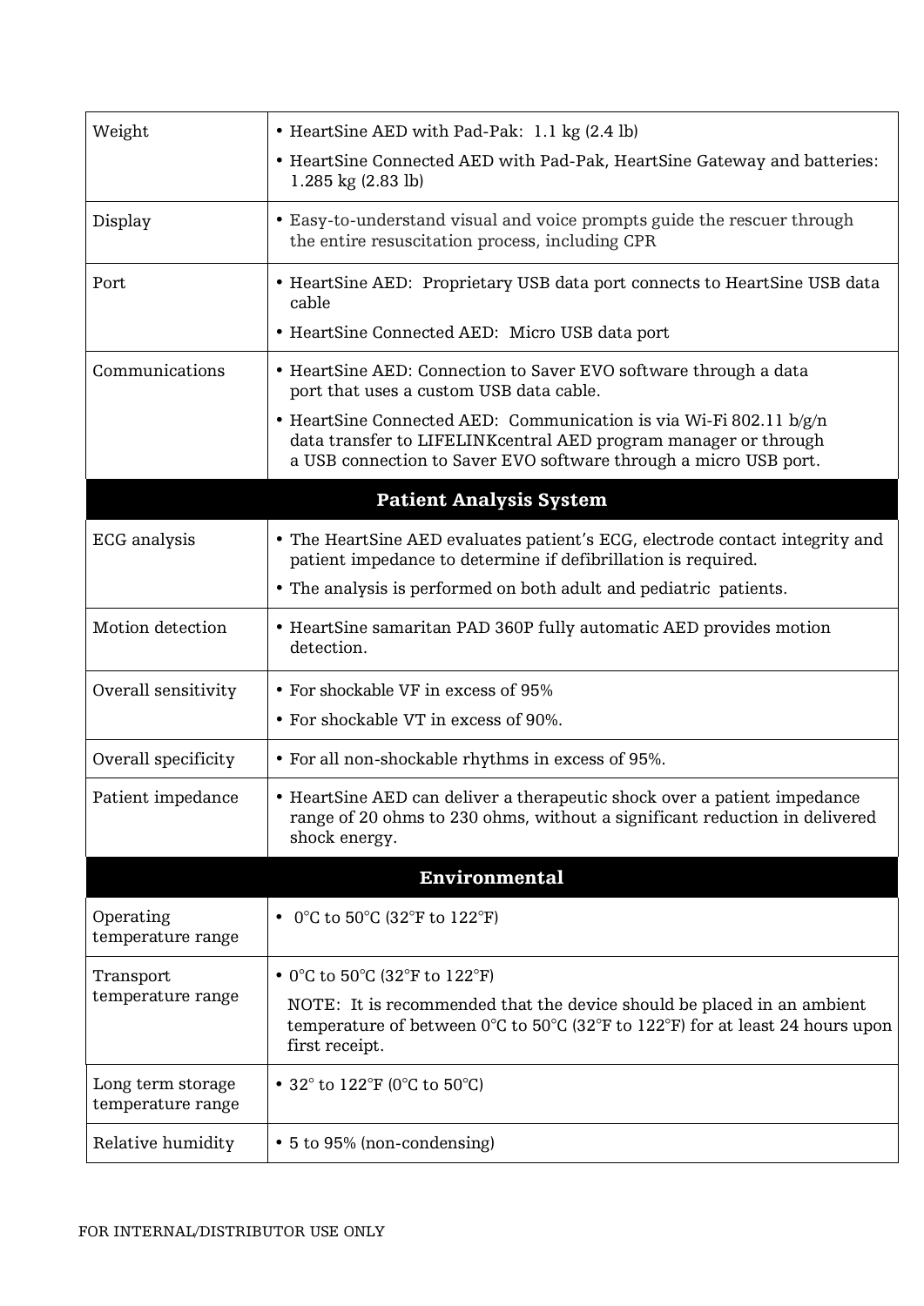| | |
|---|---|
| Weight | • HeartSine AED with Pad-Pak: 1.1 kg (2.4 lb)<br>• HeartSine Connected AED with Pad-Pak, HeartSine Gateway and batteries: 1.285 kg (2.83 lb) |
| Display | • Easy-to-understand visual and voice prompts guide the rescuer through the entire resuscitation process, including CPR |
| Port | • HeartSine AED: Proprietary USB data port connects to HeartSine USB data cable<br>• HeartSine Connected AED: Micro USB data port |
| Communications | • HeartSine AED: Connection to Saver EVO software through a data port that uses a custom USB data cable.<br>• HeartSine Connected AED: Communication is via Wi-Fi 802.11 b/g/n data transfer to LIFELINKcentral AED program manager or through a USB connection to Saver EVO software through a micro USB port. |
| **Patient Analysis System** | |
| ECG analysis | • The HeartSine AED evaluates patient's ECG, electrode contact integrity and patient impedance to determine if defibrillation is required.<br>• The analysis is performed on both adult and pediatric patients. |
| Motion detection | • HeartSine samaritan PAD 360P fully automatic AED provides motion detection. |
| Overall sensitivity | • For shockable VF in excess of 95%<br>• For shockable VT in excess of 90%. |
| Overall specificity | • For all non-shockable rhythms in excess of 95%. |
| Patient impedance | • HeartSine AED can deliver a therapeutic shock over a patient impedance range of 20 ohms to 230 ohms, without a significant reduction in delivered shock energy. |
| **Environmental** | |
| Operating temperature range | • 0°C to 50°C (32°F to 122°F) |
| Transport temperature range | • 0°C to 50°C (32°F to 122°F)<br>NOTE: It is recommended that the device should be placed in an ambient temperature of between 0°C to 50°C (32°F to 122°F) for at least 24 hours upon first receipt. |
| Long term storage temperature range | • 32° to 122°F (0°C to 50°C) |
| Relative humidity | • 5 to 95% (non-condensing) |

FOR INTERNAL/DISTRIBUTOR USE ONLY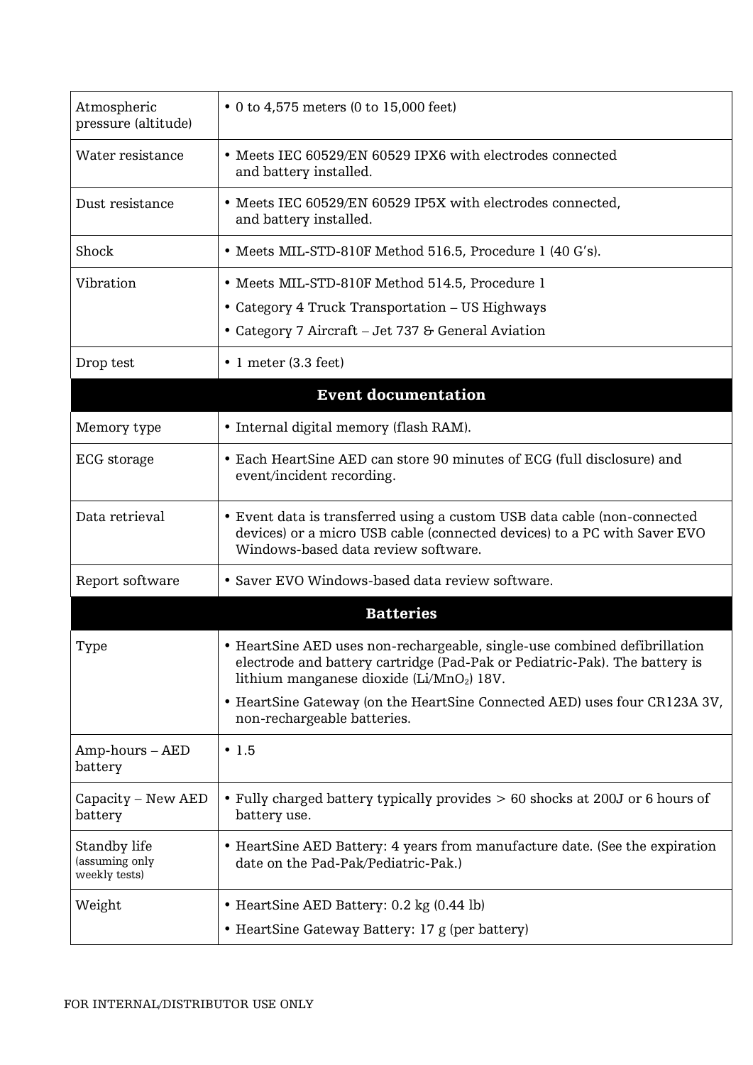| | |
|---|---|
| Atmospheric pressure (altitude) | • 0 to 4,575 meters (0 to 15,000 feet) |
| Water resistance | • Meets IEC 60529/EN 60529 IPX6 with electrodes connected and battery installed. |
| Dust resistance | • Meets IEC 60529/EN 60529 IP5X with electrodes connected, and battery installed. |
| Shock | • Meets MIL-STD-810F Method 516.5, Procedure 1 (40 G's). |
| Vibration | • Meets MIL-STD-810F Method 514.5, Procedure 1<br>• Category 4 Truck Transportation – US Highways<br>• Category 7 Aircraft – Jet 737 & General Aviation |
| Drop test | • 1 meter (3.3 feet) |
| **Event documentation** | |
| Memory type | • Internal digital memory (flash RAM). |
| ECG storage | • Each HeartSine AED can store 90 minutes of ECG (full disclosure) and event/incident recording. |
| Data retrieval | • Event data is transferred using a custom USB data cable (non-connected devices) or a micro USB cable (connected devices) to a PC with Saver EVO Windows-based data review software. |
| Report software | • Saver EVO Windows-based data review software. |
| **Batteries** | |
| Type | • HeartSine AED uses non-rechargeable, single-use combined defibrillation electrode and battery cartridge (Pad-Pak or Pediatric-Pak). The battery is lithium manganese dioxide ($Li/MnO_2$) 18V.<br>• HeartSine Gateway (on the HeartSine Connected AED) uses four CR123A 3V, non-rechargeable batteries. |
| Amp-hours – AED battery | • 1.5 |
| Capacity – New AED battery | • Fully charged battery typically provides > 60 shocks at 200J or 6 hours of battery use. |
| Standby life (assuming only weekly tests) | • HeartSine AED Battery: 4 years from manufacture date. (See the expiration date on the Pad-Pak/Pediatric-Pak.) |
| Weight | • HeartSine AED Battery: 0.2 kg (0.44 lb)<br>• HeartSine Gateway Battery: 17 g (per battery) |

FOR INTERNAL/DISTRIBUTOR USE ONLY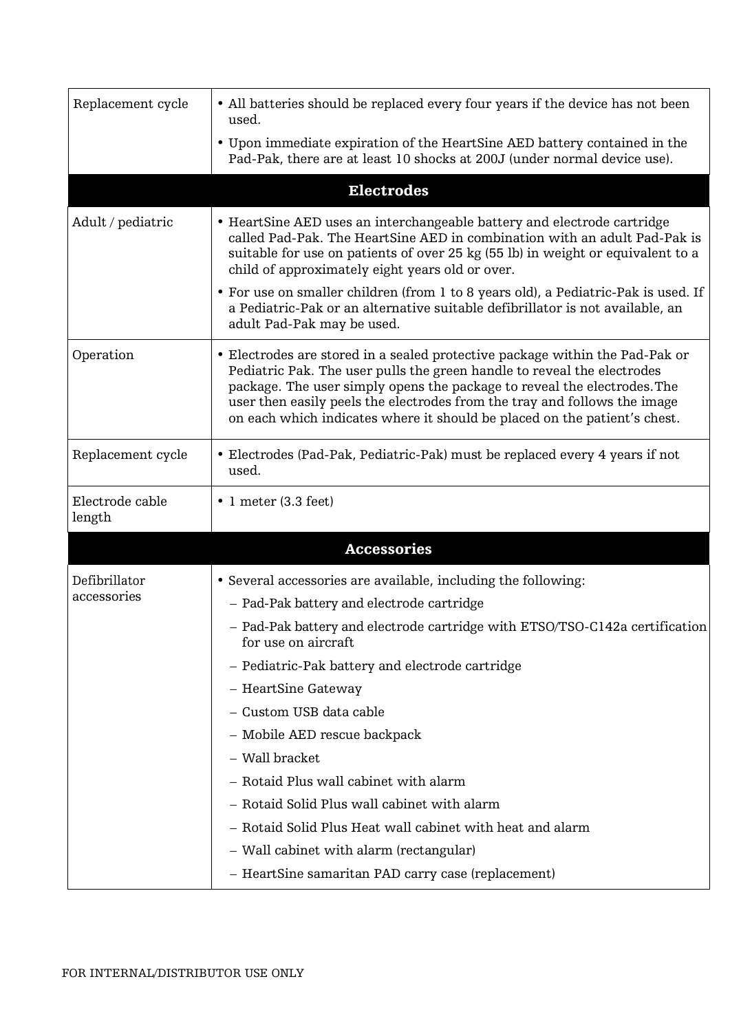| | |
|---|---|
| Replacement cycle | • All batteries should be replaced every four years if the device has not been used.<br>• Upon immediate expiration of the HeartSine AED battery contained in the Pad-Pak, there are at least 10 shocks at 200J (under normal device use). |
| **Electrodes** | |
| Adult / pediatric | • HeartSine AED uses an interchangeable battery and electrode cartridge called Pad-Pak. The HeartSine AED in combination with an adult Pad-Pak is suitable for use on patients of over 25 kg (55 lb) in weight or equivalent to a child of approximately eight years old or over.<br>• For use on smaller children (from 1 to 8 years old), a Pediatric-Pak is used. If a Pediatric-Pak or an alternative suitable defibrillator is not available, an adult Pad-Pak may be used. |
| Operation | • Electrodes are stored in a sealed protective package within the Pad-Pak or Pediatric Pak. The user pulls the green handle to reveal the electrodes package. The user simply opens the package to reveal the electrodes. The user then easily peels the electrodes from the tray and follows the image on each which indicates where it should be placed on the patient's chest. |
| Replacement cycle | • Electrodes (Pad-Pak, Pediatric-Pak) must be replaced every 4 years if not used. |
| Electrode cable length | • 1 meter (3.3 feet) |
| **Accessories** | |
| Defibrillator accessories | • Several accessories are available, including the following:<br>– Pad-Pak battery and electrode cartridge<br>– Pad-Pak battery and electrode cartridge with ETSO/TSO-C142a certification for use on aircraft<br>– Pediatric-Pak battery and electrode cartridge<br>– HeartSine Gateway<br>– Custom USB data cable<br>– Mobile AED rescue backpack<br>– Wall bracket<br>– Rotaid Plus wall cabinet with alarm<br>– Rotaid Solid Plus wall cabinet with alarm<br>– Rotaid Solid Plus Heat wall cabinet with heat and alarm<br>– Wall cabinet with alarm (rectangular)<br>– HeartSine samaritan PAD carry case (replacement) |

FOR INTERNAL/DISTRIBUTOR USE ONLY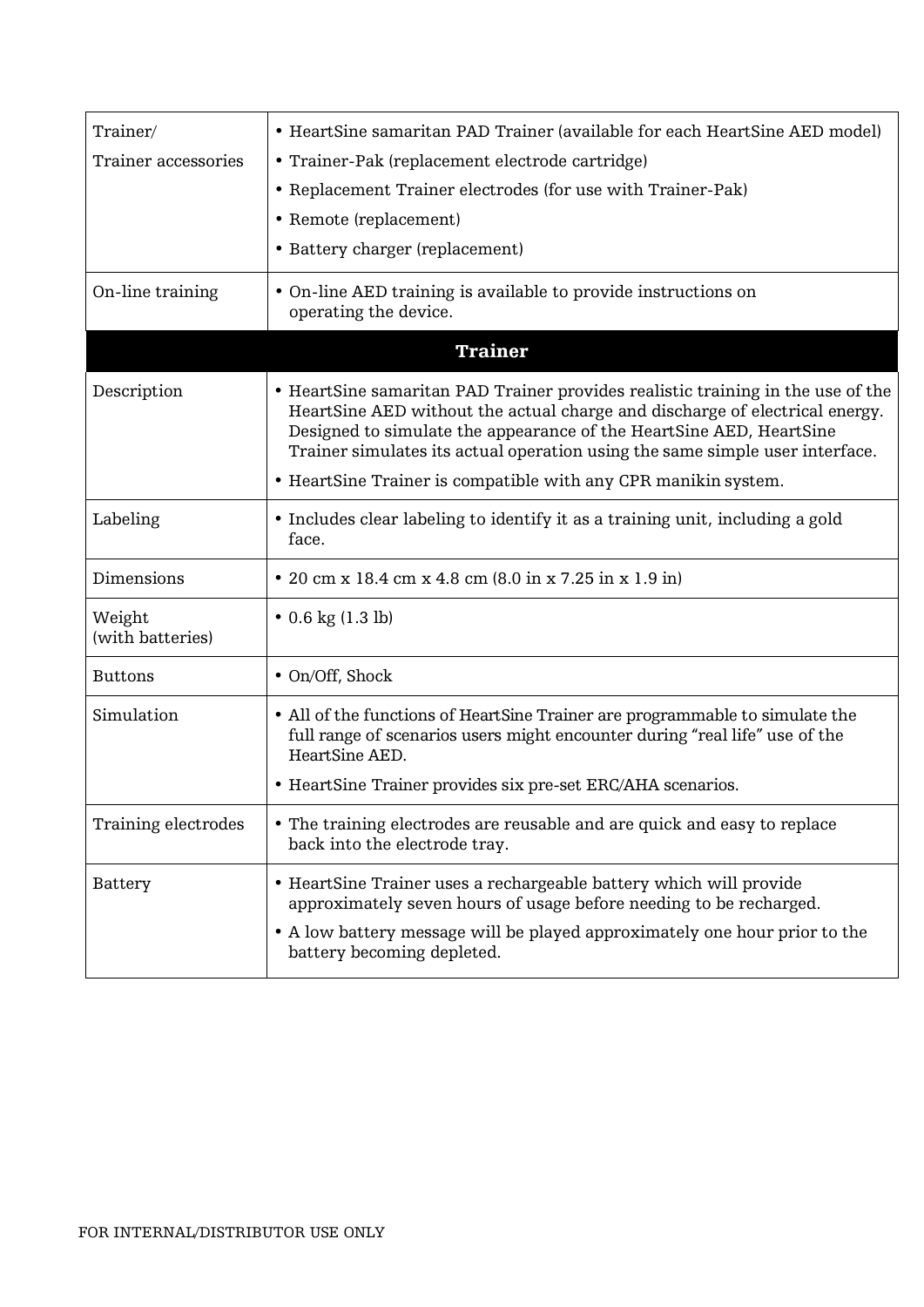| | |
|---|---|
| Trainer/<br>Trainer accessories | • HeartSine samaritan PAD Trainer (available for each HeartSine AED model)<br>• Trainer-Pak (replacement electrode cartridge)<br>• Replacement Trainer electrodes (for use with Trainer-Pak)<br>• Remote (replacement)<br>• Battery charger (replacement) |
| On-line training | • On-line AED training is available to provide instructions on operating the device. |
| **Trainer** | |
| Description | • HeartSine samaritan PAD Trainer provides realistic training in the use of the HeartSine AED without the actual charge and discharge of electrical energy. Designed to simulate the appearance of the HeartSine AED, HeartSine Trainer simulates its actual operation using the same simple user interface.<br>• HeartSine Trainer is compatible with any CPR manikin system. |
| Labeling | • Includes clear labeling to identify it as a training unit, including a gold face. |
| Dimensions | • 20 cm x 18.4 cm x 4.8 cm (8.0 in x 7.25 in x 1.9 in) |
| Weight<br>(with batteries) | • 0.6 kg (1.3 lb) |
| Buttons | • On/Off, Shock |
| Simulation | • All of the functions of HeartSine Trainer are programmable to simulate the full range of scenarios users might encounter during "real life" use of the HeartSine AED.<br>• HeartSine Trainer provides six pre-set ERC/AHA scenarios. |
| Training electrodes | • The training electrodes are reusable and are quick and easy to replace back into the electrode tray. |
| Battery | • HeartSine Trainer uses a rechargeable battery which will provide approximately seven hours of usage before needing to be recharged.<br>• A low battery message will be played approximately one hour prior to the battery becoming depleted. |

FOR INTERNAL/DISTRIBUTOR USE ONLY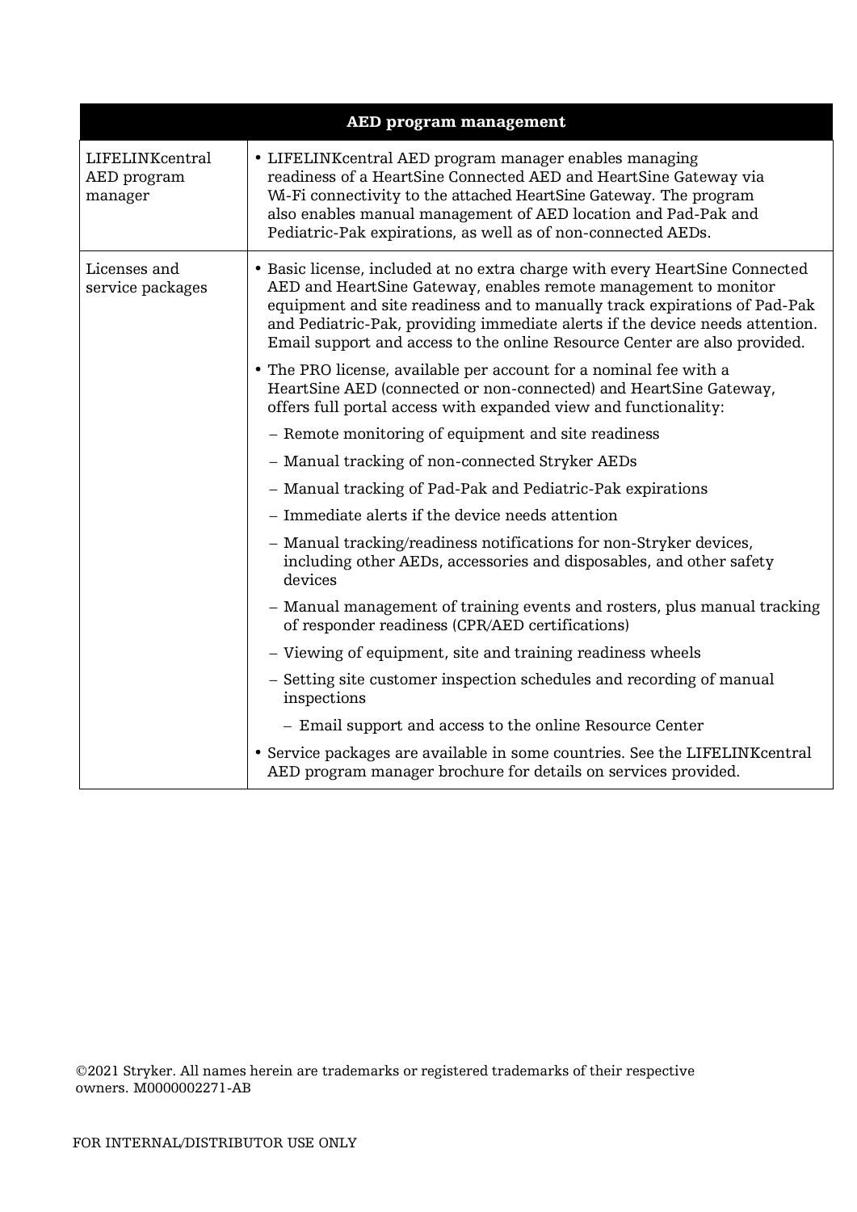| AED program management | |
|---|---|
| LIFELINKcentral AED program manager | • LIFELINKcentral AED program manager enables managing readiness of a HeartSine Connected AED and HeartSine Gateway via Wi-Fi connectivity to the attached HeartSine Gateway. The program also enables manual management of AED location and Pad-Pak and Pediatric-Pak expirations, as well as of non-connected AEDs. |
| Licenses and service packages | • Basic license, included at no extra charge with every HeartSine Connected AED and HeartSine Gateway, enables remote management to monitor equipment and site readiness and to manually track expirations of Pad-Pak and Pediatric-Pak, providing immediate alerts if the device needs attention. Email support and access to the online Resource Center are also provided.<br>• The PRO license, available per account for a nominal fee with a HeartSine AED (connected or non-connected) and HeartSine Gateway, offers full portal access with expanded view and functionality:<br>– Remote monitoring of equipment and site readiness<br>– Manual tracking of non-connected Stryker AEDs<br>– Manual tracking of Pad-Pak and Pediatric-Pak expirations<br>– Immediate alerts if the device needs attention<br>– Manual tracking/readiness notifications for non-Stryker devices, including other AEDs, accessories and disposables, and other safety devices<br>– Manual management of training events and rosters, plus manual tracking of responder readiness (CPR/AED certifications)<br>– Viewing of equipment, site and training readiness wheels<br>– Setting site customer inspection schedules and recording of manual inspections<br>– Email support and access to the online Resource Center<br>• Service packages are available in some countries. See the LIFELINKcentral AED program manager brochure for details on services provided. |

©2021 Stryker. All names herein are trademarks or registered trademarks of their respective owners. M0000002271-AB

FOR INTERNAL/DISTRIBUTOR USE ONLY